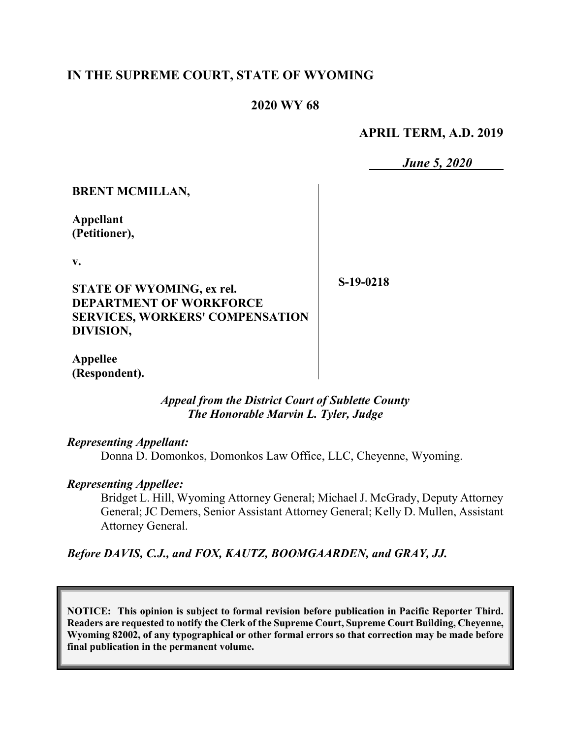# IN THE SUPREME COURT, STATE OF WYOMING

**2020 WY 68**

**APRIL TERM, A.D. 2019**

*June 5, 2020*

**BRENT MCMILLAN,**

**Appellant**
**(Petitioner),**

**v.**

**STATE OF WYOMING, ex rel. DEPARTMENT OF WORKFORCE SERVICES, WORKERS' COMPENSATION DIVISION,**

**Appellee**
**(Respondent).**

**S-19-0218**

*Appeal from the District Court of Sublette County*
*The Honorable Marvin L. Tyler, Judge*

***Representing Appellant:***

Donna D. Domonkos, Domonkos Law Office, LLC, Cheyenne, Wyoming.

***Representing Appellee:***

Bridget L. Hill, Wyoming Attorney General; Michael J. McGrady, Deputy Attorney General; JC Demers, Senior Assistant Attorney General; Kelly D. Mullen, Assistant Attorney General.

***Before DAVIS, C.J., and FOX, KAUTZ, BOOMGAARDEN, and GRAY, JJ.***

**NOTICE: This opinion is subject to formal revision before publication in Pacific Reporter Third. Readers are requested to notify the Clerk of the Supreme Court, Supreme Court Building, Cheyenne, Wyoming 82002, of any typographical or other formal errors so that correction may be made before final publication in the permanent volume.**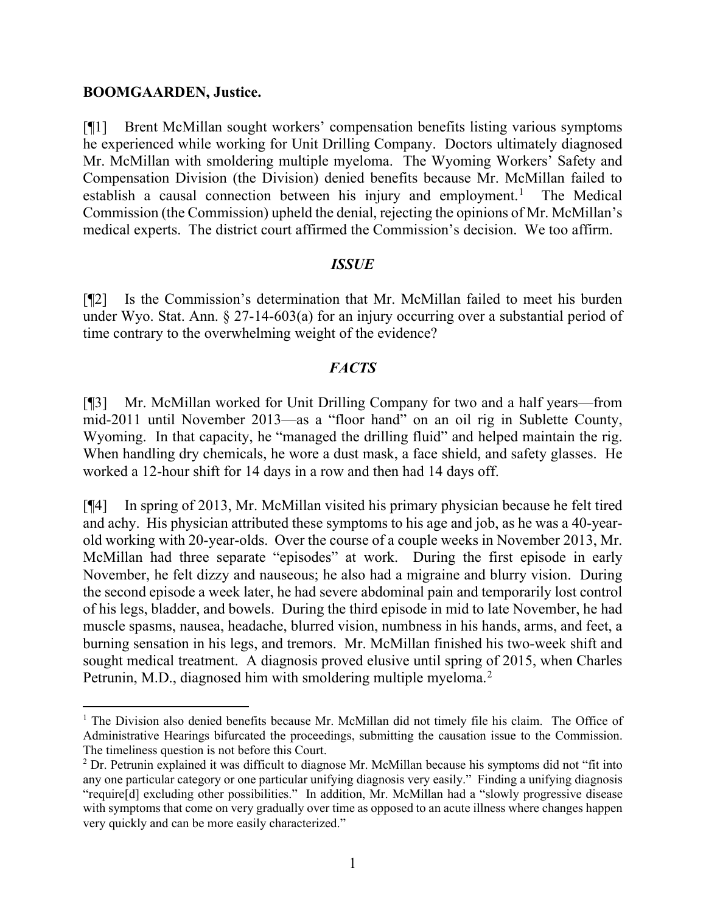**BOOMGAARDEN, Justice.**

[¶1] Brent McMillan sought workers' compensation benefits listing various symptoms he experienced while working for Unit Drilling Company. Doctors ultimately diagnosed Mr. McMillan with smoldering multiple myeloma. The Wyoming Workers' Safety and Compensation Division (the Division) denied benefits because Mr. McMillan failed to establish a causal connection between his injury and employment.[1] The Medical Commission (the Commission) upheld the denial, rejecting the opinions of Mr. McMillan's medical experts. The district court affirmed the Commission's decision. We too affirm.

## *ISSUE*

[¶2] Is the Commission's determination that Mr. McMillan failed to meet his burden under Wyo. Stat. Ann. § 27-14-603(a) for an injury occurring over a substantial period of time contrary to the overwhelming weight of the evidence?

## *FACTS*

[¶3] Mr. McMillan worked for Unit Drilling Company for two and a half years—from mid-2011 until November 2013—as a "floor hand" on an oil rig in Sublette County, Wyoming. In that capacity, he "managed the drilling fluid" and helped maintain the rig. When handling dry chemicals, he wore a dust mask, a face shield, and safety glasses. He worked a 12-hour shift for 14 days in a row and then had 14 days off.

[¶4] In spring of 2013, Mr. McMillan visited his primary physician because he felt tired and achy. His physician attributed these symptoms to his age and job, as he was a 40-year-old working with 20-year-olds. Over the course of a couple weeks in November 2013, Mr. McMillan had three separate "episodes" at work. During the first episode in early November, he felt dizzy and nauseous; he also had a migraine and blurry vision. During the second episode a week later, he had severe abdominal pain and temporarily lost control of his legs, bladder, and bowels. During the third episode in mid to late November, he had muscle spasms, nausea, headache, blurred vision, numbness in his hands, arms, and feet, a burning sensation in his legs, and tremors. Mr. McMillan finished his two-week shift and sought medical treatment. A diagnosis proved elusive until spring of 2015, when Charles Petrunin, M.D., diagnosed him with smoldering multiple myeloma.[2]

---

[1] The Division also denied benefits because Mr. McMillan did not timely file his claim. The Office of Administrative Hearings bifurcated the proceedings, submitting the causation issue to the Commission. The timeliness question is not before this Court.

[2] Dr. Petrunin explained it was difficult to diagnose Mr. McMillan because his symptoms did not "fit into any one particular category or one particular unifying diagnosis very easily." Finding a unifying diagnosis "require[d] excluding other possibilities." In addition, Mr. McMillan had a "slowly progressive disease with symptoms that come on very gradually over time as opposed to an acute illness where changes happen very quickly and can be more easily characterized."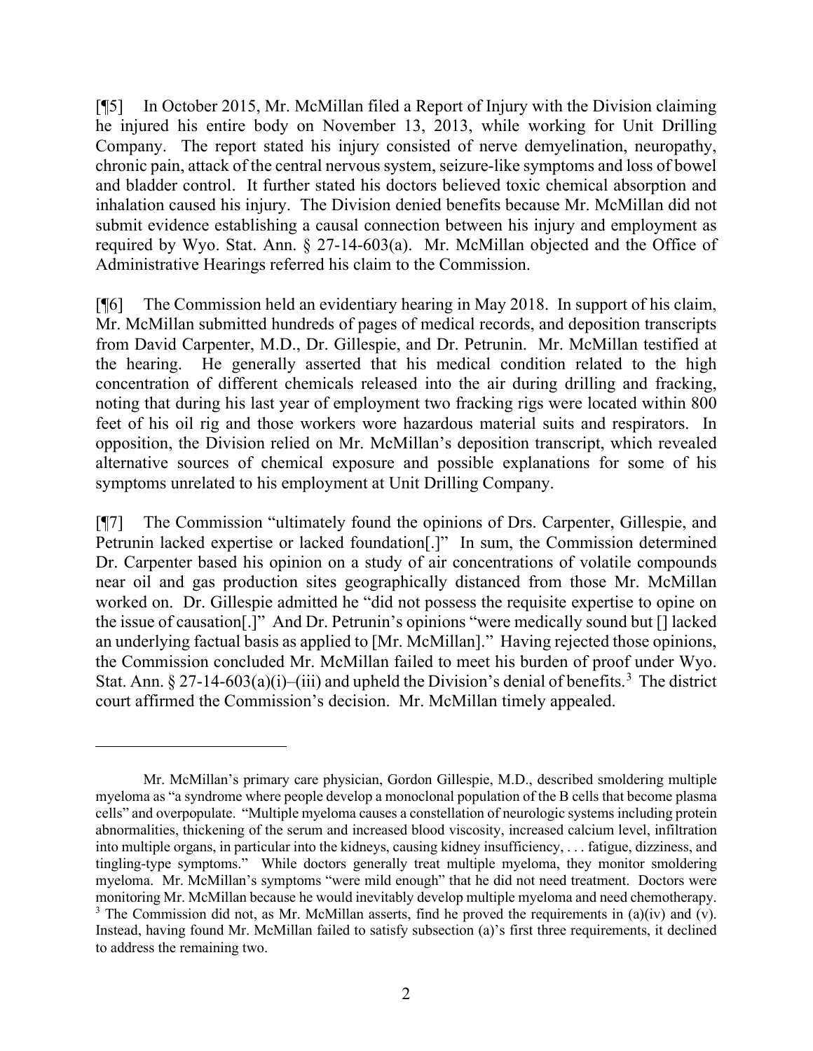[¶5] In October 2015, Mr. McMillan filed a Report of Injury with the Division claiming he injured his entire body on November 13, 2013, while working for Unit Drilling Company. The report stated his injury consisted of nerve demyelination, neuropathy, chronic pain, attack of the central nervous system, seizure-like symptoms and loss of bowel and bladder control. It further stated his doctors believed toxic chemical absorption and inhalation caused his injury. The Division denied benefits because Mr. McMillan did not submit evidence establishing a causal connection between his injury and employment as required by Wyo. Stat. Ann. § 27-14-603(a). Mr. McMillan objected and the Office of Administrative Hearings referred his claim to the Commission.

[¶6] The Commission held an evidentiary hearing in May 2018. In support of his claim, Mr. McMillan submitted hundreds of pages of medical records, and deposition transcripts from David Carpenter, M.D., Dr. Gillespie, and Dr. Petrunin. Mr. McMillan testified at the hearing. He generally asserted that his medical condition related to the high concentration of different chemicals released into the air during drilling and fracking, noting that during his last year of employment two fracking rigs were located within 800 feet of his oil rig and those workers wore hazardous material suits and respirators. In opposition, the Division relied on Mr. McMillan's deposition transcript, which revealed alternative sources of chemical exposure and possible explanations for some of his symptoms unrelated to his employment at Unit Drilling Company.

[¶7] The Commission "ultimately found the opinions of Drs. Carpenter, Gillespie, and Petrunin lacked expertise or lacked foundation[.]" In sum, the Commission determined Dr. Carpenter based his opinion on a study of air concentrations of volatile compounds near oil and gas production sites geographically distanced from those Mr. McMillan worked on. Dr. Gillespie admitted he "did not possess the requisite expertise to opine on the issue of causation[.]" And Dr. Petrunin's opinions "were medically sound but [] lacked an underlying factual basis as applied to [Mr. McMillan]." Having rejected those opinions, the Commission concluded Mr. McMillan failed to meet his burden of proof under Wyo. Stat. Ann. § 27-14-603(a)(i)–(iii) and upheld the Division's denial of benefits.[3] The district court affirmed the Commission's decision. Mr. McMillan timely appealed.

---

Mr. McMillan's primary care physician, Gordon Gillespie, M.D., described smoldering multiple myeloma as "a syndrome where people develop a monoclonal population of the B cells that become plasma cells" and overpopulate. "Multiple myeloma causes a constellation of neurologic systems including protein abnormalities, thickening of the serum and increased blood viscosity, increased calcium level, infiltration into multiple organs, in particular into the kidneys, causing kidney insufficiency, . . . fatigue, dizziness, and tingling-type symptoms." While doctors generally treat multiple myeloma, they monitor smoldering myeloma. Mr. McMillan's symptoms "were mild enough" that he did not need treatment. Doctors were monitoring Mr. McMillan because he would inevitably develop multiple myeloma and need chemotherapy.

[3] The Commission did not, as Mr. McMillan asserts, find he proved the requirements in (a)(iv) and (v). Instead, having found Mr. McMillan failed to satisfy subsection (a)'s first three requirements, it declined to address the remaining two.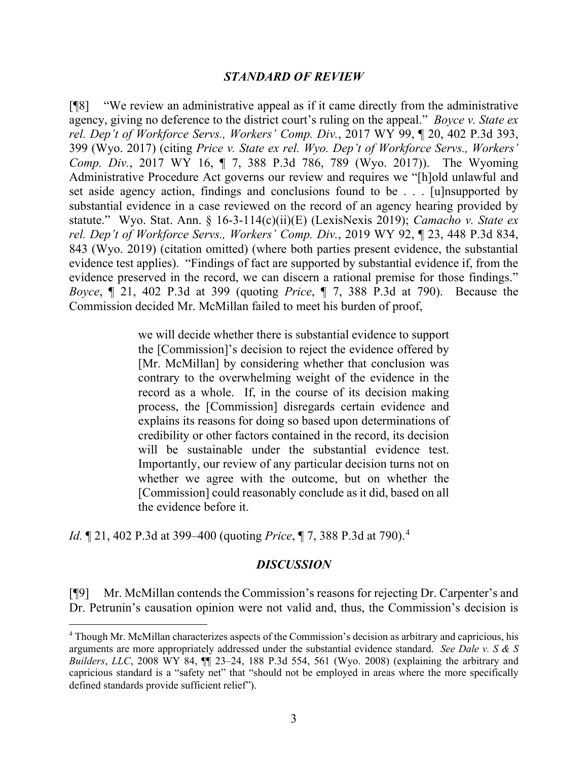### *STANDARD OF REVIEW*

[¶8] "We review an administrative appeal as if it came directly from the administrative agency, giving no deference to the district court's ruling on the appeal." *Boyce v. State ex rel. Dep't of Workforce Servs., Workers' Comp. Div.*, 2017 WY 99, ¶ 20, 402 P.3d 393, 399 (Wyo. 2017) (citing *Price v. State ex rel. Wyo. Dep't of Workforce Servs., Workers' Comp. Div.*, 2017 WY 16, ¶ 7, 388 P.3d 786, 789 (Wyo. 2017)). The Wyoming Administrative Procedure Act governs our review and requires we "[h]old unlawful and set aside agency action, findings and conclusions found to be . . . [u]nsupported by substantial evidence in a case reviewed on the record of an agency hearing provided by statute." Wyo. Stat. Ann. § 16-3-114(c)(ii)(E) (LexisNexis 2019); *Camacho v. State ex rel. Dep't of Workforce Servs., Workers' Comp. Div.*, 2019 WY 92, ¶ 23, 448 P.3d 834, 843 (Wyo. 2019) (citation omitted) (where both parties present evidence, the substantial evidence test applies). "Findings of fact are supported by substantial evidence if, from the evidence preserved in the record, we can discern a rational premise for those findings." *Boyce*, ¶ 21, 402 P.3d at 399 (quoting *Price*, ¶ 7, 388 P.3d at 790). Because the Commission decided Mr. McMillan failed to meet his burden of proof,

> we will decide whether there is substantial evidence to support the [Commission]'s decision to reject the evidence offered by [Mr. McMillan] by considering whether that conclusion was contrary to the overwhelming weight of the evidence in the record as a whole. If, in the course of its decision making process, the [Commission] disregards certain evidence and explains its reasons for doing so based upon determinations of credibility or other factors contained in the record, its decision will be sustainable under the substantial evidence test. Importantly, our review of any particular decision turns not on whether we agree with the outcome, but on whether the [Commission] could reasonably conclude as it did, based on all the evidence before it.

*Id.* ¶ 21, 402 P.3d at 399–400 (quoting *Price*, ¶ 7, 388 P.3d at 790).[4]

### *DISCUSSION*

[¶9] Mr. McMillan contends the Commission's reasons for rejecting Dr. Carpenter's and Dr. Petrunin's causation opinion were not valid and, thus, the Commission's decision is

---

[4] Though Mr. McMillan characterizes aspects of the Commission's decision as arbitrary and capricious, his arguments are more appropriately addressed under the substantial evidence standard. *See Dale v. S & S Builders, LLC*, 2008 WY 84, ¶¶ 23–24, 188 P.3d 554, 561 (Wyo. 2008) (explaining the arbitrary and capricious standard is a "safety net" that "should not be employed in areas where the more specifically defined standards provide sufficient relief").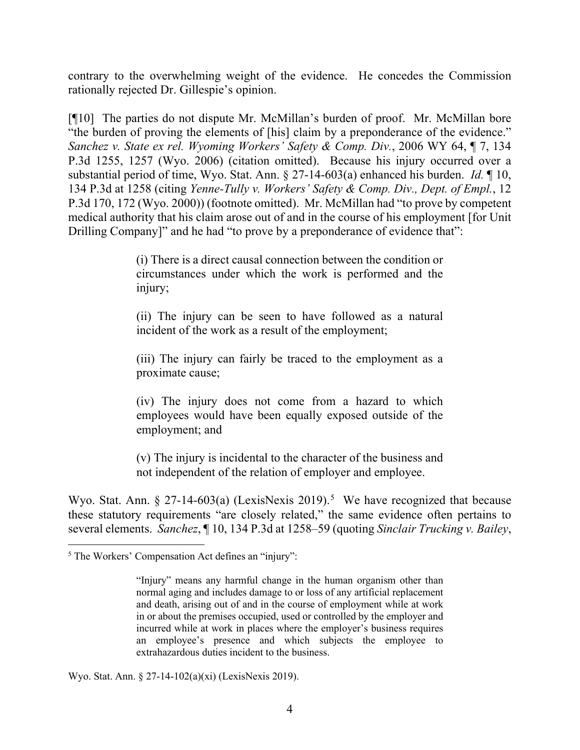contrary to the overwhelming weight of the evidence. He concedes the Commission rationally rejected Dr. Gillespie's opinion.

[¶10] The parties do not dispute Mr. McMillan's burden of proof. Mr. McMillan bore "the burden of proving the elements of [his] claim by a preponderance of the evidence." *Sanchez v. State ex rel. Wyoming Workers' Safety & Comp. Div.*, 2006 WY 64, ¶ 7, 134 P.3d 1255, 1257 (Wyo. 2006) (citation omitted). Because his injury occurred over a substantial period of time, Wyo. Stat. Ann. § 27-14-603(a) enhanced his burden. *Id.* ¶ 10, 134 P.3d at 1258 (citing *Yenne-Tully v. Workers' Safety & Comp. Div., Dept. of Empl.*, 12 P.3d 170, 172 (Wyo. 2000)) (footnote omitted). Mr. McMillan had "to prove by competent medical authority that his claim arose out of and in the course of his employment [for Unit Drilling Company]" and he had "to prove by a preponderance of evidence that":

> (i) There is a direct causal connection between the condition or circumstances under which the work is performed and the injury;
>
> (ii) The injury can be seen to have followed as a natural incident of the work as a result of the employment;
>
> (iii) The injury can fairly be traced to the employment as a proximate cause;
>
> (iv) The injury does not come from a hazard to which employees would have been equally exposed outside of the employment; and
>
> (v) The injury is incidental to the character of the business and not independent of the relation of employer and employee.

Wyo. Stat. Ann. § 27-14-603(a) (LexisNexis 2019).[5] We have recognized that because these statutory requirements "are closely related," the same evidence often pertains to several elements. *Sanchez*, ¶ 10, 134 P.3d at 1258–59 (quoting *Sinclair Trucking v. Bailey*,

---

[5] The Workers' Compensation Act defines an "injury":

> "Injury" means any harmful change in the human organism other than normal aging and includes damage to or loss of any artificial replacement and death, arising out of and in the course of employment while at work in or about the premises occupied, used or controlled by the employer and incurred while at work in places where the employer's business requires an employee's presence and which subjects the employee to extrahazardous duties incident to the business.

Wyo. Stat. Ann. § 27-14-102(a)(xi) (LexisNexis 2019).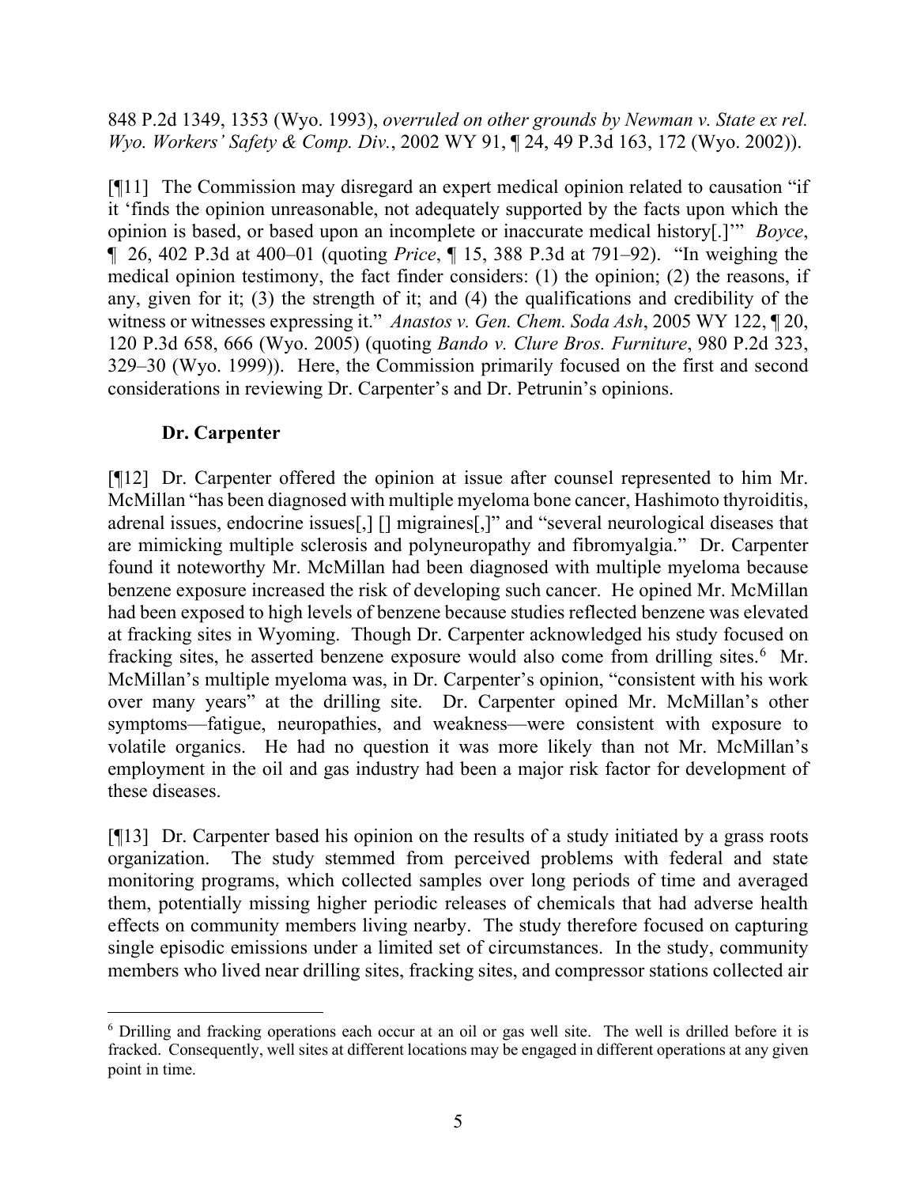848 P.2d 1349, 1353 (Wyo. 1993), *overruled on other grounds by Newman v. State ex rel. Wyo. Workers' Safety & Comp. Div.*, 2002 WY 91, ¶ 24, 49 P.3d 163, 172 (Wyo. 2002)).

[¶11] The Commission may disregard an expert medical opinion related to causation "if it 'finds the opinion unreasonable, not adequately supported by the facts upon which the opinion is based, or based upon an incomplete or inaccurate medical history[.]'" *Boyce*, ¶ 26, 402 P.3d at 400–01 (quoting *Price*, ¶ 15, 388 P.3d at 791–92). "In weighing the medical opinion testimony, the fact finder considers: (1) the opinion; (2) the reasons, if any, given for it; (3) the strength of it; and (4) the qualifications and credibility of the witness or witnesses expressing it." *Anastos v. Gen. Chem. Soda Ash*, 2005 WY 122, ¶ 20, 120 P.3d 658, 666 (Wyo. 2005) (quoting *Bando v. Clure Bros. Furniture*, 980 P.2d 323, 329–30 (Wyo. 1999)). Here, the Commission primarily focused on the first and second considerations in reviewing Dr. Carpenter's and Dr. Petrunin's opinions.

**Dr. Carpenter**

[¶12] Dr. Carpenter offered the opinion at issue after counsel represented to him Mr. McMillan "has been diagnosed with multiple myeloma bone cancer, Hashimoto thyroiditis, adrenal issues, endocrine issues[,] [] migraines[,]" and "several neurological diseases that are mimicking multiple sclerosis and polyneuropathy and fibromyalgia." Dr. Carpenter found it noteworthy Mr. McMillan had been diagnosed with multiple myeloma because benzene exposure increased the risk of developing such cancer. He opined Mr. McMillan had been exposed to high levels of benzene because studies reflected benzene was elevated at fracking sites in Wyoming. Though Dr. Carpenter acknowledged his study focused on fracking sites, he asserted benzene exposure would also come from drilling sites.[6] Mr. McMillan's multiple myeloma was, in Dr. Carpenter's opinion, "consistent with his work over many years" at the drilling site. Dr. Carpenter opined Mr. McMillan's other symptoms—fatigue, neuropathies, and weakness—were consistent with exposure to volatile organics. He had no question it was more likely than not Mr. McMillan's employment in the oil and gas industry had been a major risk factor for development of these diseases.

[¶13] Dr. Carpenter based his opinion on the results of a study initiated by a grass roots organization. The study stemmed from perceived problems with federal and state monitoring programs, which collected samples over long periods of time and averaged them, potentially missing higher periodic releases of chemicals that had adverse health effects on community members living nearby. The study therefore focused on capturing single episodic emissions under a limited set of circumstances. In the study, community members who lived near drilling sites, fracking sites, and compressor stations collected air

[6] Drilling and fracking operations each occur at an oil or gas well site. The well is drilled before it is fracked. Consequently, well sites at different locations may be engaged in different operations at any given point in time.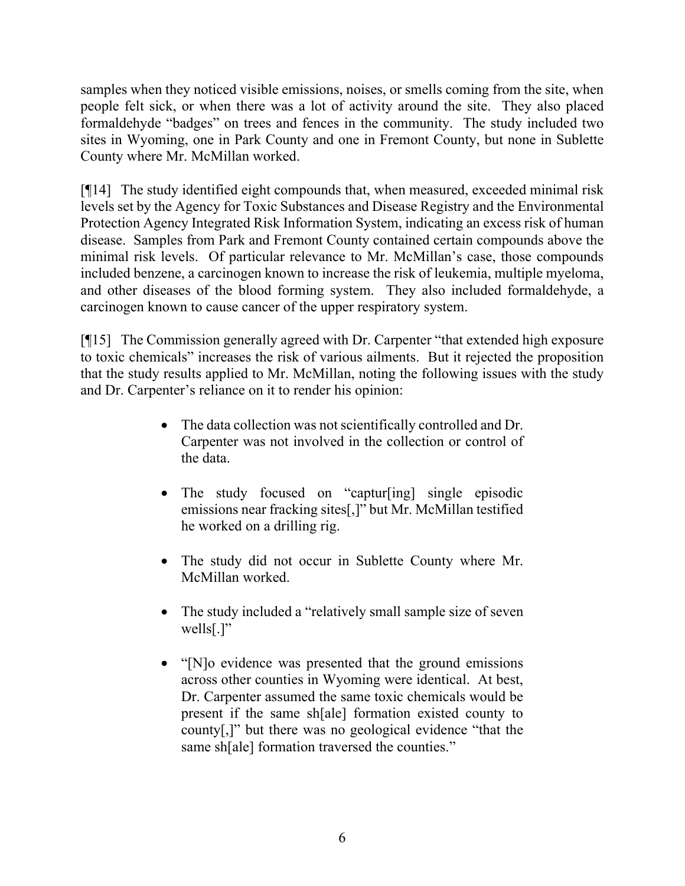samples when they noticed visible emissions, noises, or smells coming from the site, when people felt sick, or when there was a lot of activity around the site. They also placed formaldehyde "badges" on trees and fences in the community. The study included two sites in Wyoming, one in Park County and one in Fremont County, but none in Sublette County where Mr. McMillan worked.

[¶14] The study identified eight compounds that, when measured, exceeded minimal risk levels set by the Agency for Toxic Substances and Disease Registry and the Environmental Protection Agency Integrated Risk Information System, indicating an excess risk of human disease. Samples from Park and Fremont County contained certain compounds above the minimal risk levels. Of particular relevance to Mr. McMillan's case, those compounds included benzene, a carcinogen known to increase the risk of leukemia, multiple myeloma, and other diseases of the blood forming system. They also included formaldehyde, a carcinogen known to cause cancer of the upper respiratory system.

[¶15] The Commission generally agreed with Dr. Carpenter "that extended high exposure to toxic chemicals" increases the risk of various ailments. But it rejected the proposition that the study results applied to Mr. McMillan, noting the following issues with the study and Dr. Carpenter's reliance on it to render his opinion:

- The data collection was not scientifically controlled and Dr. Carpenter was not involved in the collection or control of the data.
- The study focused on "captur[ing] single episodic emissions near fracking sites[,]" but Mr. McMillan testified he worked on a drilling rig.
- The study did not occur in Sublette County where Mr. McMillan worked.
- The study included a "relatively small sample size of seven wells[.]"
- "[N]o evidence was presented that the ground emissions across other counties in Wyoming were identical. At best, Dr. Carpenter assumed the same toxic chemicals would be present if the same sh[ale] formation existed county to county[,]" but there was no geological evidence "that the same sh[ale] formation traversed the counties."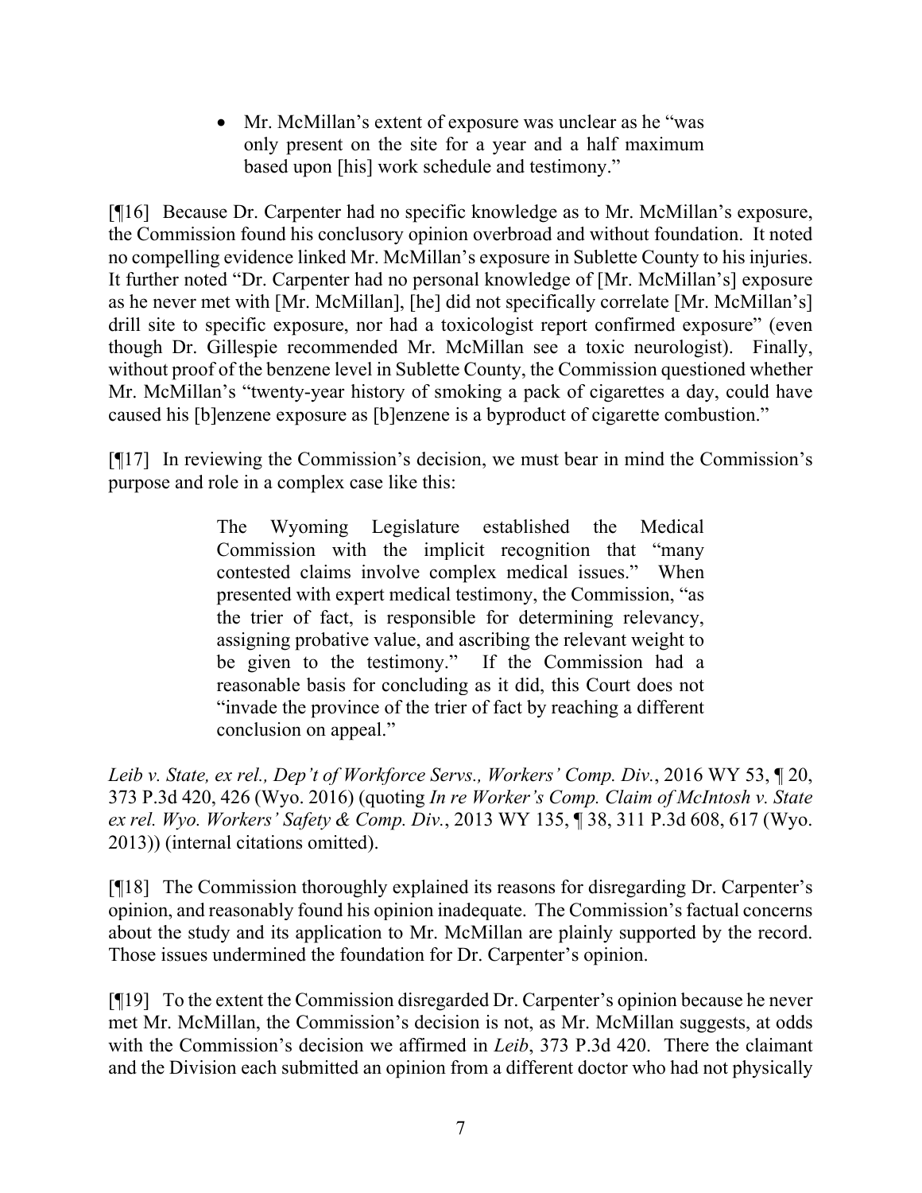- Mr. McMillan's extent of exposure was unclear as he "was only present on the site for a year and a half maximum based upon [his] work schedule and testimony."

[¶16] Because Dr. Carpenter had no specific knowledge as to Mr. McMillan's exposure, the Commission found his conclusory opinion overbroad and without foundation. It noted no compelling evidence linked Mr. McMillan's exposure in Sublette County to his injuries. It further noted "Dr. Carpenter had no personal knowledge of [Mr. McMillan's] exposure as he never met with [Mr. McMillan], [he] did not specifically correlate [Mr. McMillan's] drill site to specific exposure, nor had a toxicologist report confirmed exposure" (even though Dr. Gillespie recommended Mr. McMillan see a toxic neurologist). Finally, without proof of the benzene level in Sublette County, the Commission questioned whether Mr. McMillan's "twenty-year history of smoking a pack of cigarettes a day, could have caused his [b]enzene exposure as [b]enzene is a byproduct of cigarette combustion."

[¶17] In reviewing the Commission's decision, we must bear in mind the Commission's purpose and role in a complex case like this:

> The Wyoming Legislature established the Medical Commission with the implicit recognition that "many contested claims involve complex medical issues." When presented with expert medical testimony, the Commission, "as the trier of fact, is responsible for determining relevancy, assigning probative value, and ascribing the relevant weight to be given to the testimony." If the Commission had a reasonable basis for concluding as it did, this Court does not "invade the province of the trier of fact by reaching a different conclusion on appeal."

*Leib v. State, ex rel., Dep't of Workforce Servs., Workers' Comp. Div.*, 2016 WY 53, ¶ 20, 373 P.3d 420, 426 (Wyo. 2016) (quoting *In re Worker's Comp. Claim of McIntosh v. State ex rel. Wyo. Workers' Safety & Comp. Div.*, 2013 WY 135, ¶ 38, 311 P.3d 608, 617 (Wyo. 2013)) (internal citations omitted).

[¶18] The Commission thoroughly explained its reasons for disregarding Dr. Carpenter's opinion, and reasonably found his opinion inadequate. The Commission's factual concerns about the study and its application to Mr. McMillan are plainly supported by the record. Those issues undermined the foundation for Dr. Carpenter's opinion.

[¶19] To the extent the Commission disregarded Dr. Carpenter's opinion because he never met Mr. McMillan, the Commission's decision is not, as Mr. McMillan suggests, at odds with the Commission's decision we affirmed in *Leib*, 373 P.3d 420. There the claimant and the Division each submitted an opinion from a different doctor who had not physically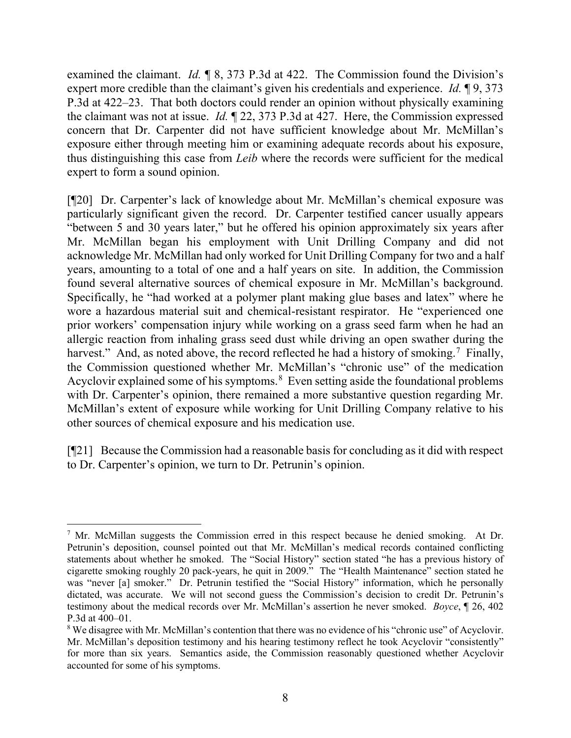examined the claimant. *Id.* ¶ 8, 373 P.3d at 422. The Commission found the Division's expert more credible than the claimant's given his credentials and experience. *Id.* ¶ 9, 373 P.3d at 422–23. That both doctors could render an opinion without physically examining the claimant was not at issue. *Id.* ¶ 22, 373 P.3d at 427. Here, the Commission expressed concern that Dr. Carpenter did not have sufficient knowledge about Mr. McMillan's exposure either through meeting him or examining adequate records about his exposure, thus distinguishing this case from *Leib* where the records were sufficient for the medical expert to form a sound opinion.

[¶20] Dr. Carpenter's lack of knowledge about Mr. McMillan's chemical exposure was particularly significant given the record. Dr. Carpenter testified cancer usually appears "between 5 and 30 years later," but he offered his opinion approximately six years after Mr. McMillan began his employment with Unit Drilling Company and did not acknowledge Mr. McMillan had only worked for Unit Drilling Company for two and a half years, amounting to a total of one and a half years on site. In addition, the Commission found several alternative sources of chemical exposure in Mr. McMillan's background. Specifically, he "had worked at a polymer plant making glue bases and latex" where he wore a hazardous material suit and chemical-resistant respirator. He "experienced one prior workers' compensation injury while working on a grass seed farm when he had an allergic reaction from inhaling grass seed dust while driving an open swather during the harvest." And, as noted above, the record reflected he had a history of smoking.[7] Finally, the Commission questioned whether Mr. McMillan's "chronic use" of the medication Acyclovir explained some of his symptoms.[8] Even setting aside the foundational problems with Dr. Carpenter's opinion, there remained a more substantive question regarding Mr. McMillan's extent of exposure while working for Unit Drilling Company relative to his other sources of chemical exposure and his medication use.

[¶21] Because the Commission had a reasonable basis for concluding as it did with respect to Dr. Carpenter's opinion, we turn to Dr. Petrunin's opinion.

---

[7] Mr. McMillan suggests the Commission erred in this respect because he denied smoking. At Dr. Petrunin's deposition, counsel pointed out that Mr. McMillan's medical records contained conflicting statements about whether he smoked. The "Social History" section stated "he has a previous history of cigarette smoking roughly 20 pack-years, he quit in 2009." The "Health Maintenance" section stated he was "never [a] smoker." Dr. Petrunin testified the "Social History" information, which he personally dictated, was accurate. We will not second guess the Commission's decision to credit Dr. Petrunin's testimony about the medical records over Mr. McMillan's assertion he never smoked. *Boyce*, ¶ 26, 402 P.3d at 400–01.

[8] We disagree with Mr. McMillan's contention that there was no evidence of his "chronic use" of Acyclovir. Mr. McMillan's deposition testimony and his hearing testimony reflect he took Acyclovir "consistently" for more than six years. Semantics aside, the Commission reasonably questioned whether Acyclovir accounted for some of his symptoms.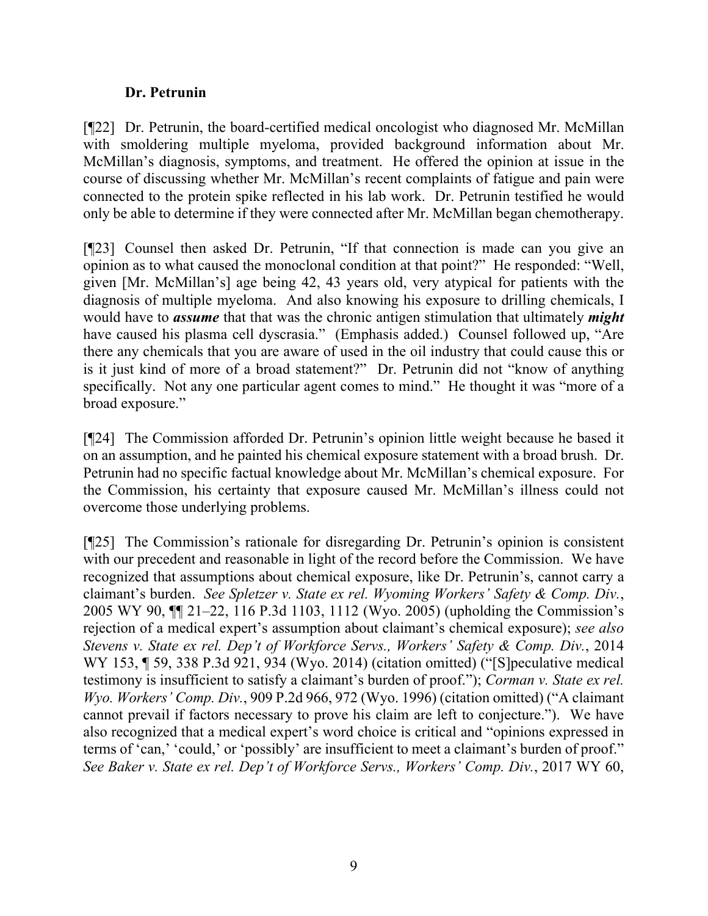### Dr. Petrunin

[¶22] Dr. Petrunin, the board-certified medical oncologist who diagnosed Mr. McMillan with smoldering multiple myeloma, provided background information about Mr. McMillan's diagnosis, symptoms, and treatment. He offered the opinion at issue in the course of discussing whether Mr. McMillan's recent complaints of fatigue and pain were connected to the protein spike reflected in his lab work. Dr. Petrunin testified he would only be able to determine if they were connected after Mr. McMillan began chemotherapy.

[¶23] Counsel then asked Dr. Petrunin, "If that connection is made can you give an opinion as to what caused the monoclonal condition at that point?" He responded: "Well, given [Mr. McMillan's] age being 42, 43 years old, very atypical for patients with the diagnosis of multiple myeloma. And also knowing his exposure to drilling chemicals, I would have to ***assume*** that that was the chronic antigen stimulation that ultimately ***might*** have caused his plasma cell dyscrasia." (Emphasis added.) Counsel followed up, "Are there any chemicals that you are aware of used in the oil industry that could cause this or is it just kind of more of a broad statement?" Dr. Petrunin did not "know of anything specifically. Not any one particular agent comes to mind." He thought it was "more of a broad exposure."

[¶24] The Commission afforded Dr. Petrunin's opinion little weight because he based it on an assumption, and he painted his chemical exposure statement with a broad brush. Dr. Petrunin had no specific factual knowledge about Mr. McMillan's chemical exposure. For the Commission, his certainty that exposure caused Mr. McMillan's illness could not overcome those underlying problems.

[¶25] The Commission's rationale for disregarding Dr. Petrunin's opinion is consistent with our precedent and reasonable in light of the record before the Commission. We have recognized that assumptions about chemical exposure, like Dr. Petrunin's, cannot carry a claimant's burden. *See Spletzer v. State ex rel. Wyoming Workers' Safety & Comp. Div.*, 2005 WY 90, ¶¶ 21–22, 116 P.3d 1103, 1112 (Wyo. 2005) (upholding the Commission's rejection of a medical expert's assumption about claimant's chemical exposure); *see also Stevens v. State ex rel. Dep't of Workforce Servs., Workers' Safety & Comp. Div.*, 2014 WY 153, ¶ 59, 338 P.3d 921, 934 (Wyo. 2014) (citation omitted) ("[S]peculative medical testimony is insufficient to satisfy a claimant's burden of proof."); *Corman v. State ex rel. Wyo. Workers' Comp. Div.*, 909 P.2d 966, 972 (Wyo. 1996) (citation omitted) ("A claimant cannot prevail if factors necessary to prove his claim are left to conjecture."). We have also recognized that a medical expert's word choice is critical and "opinions expressed in terms of 'can,' 'could,' or 'possibly' are insufficient to meet a claimant's burden of proof." *See Baker v. State ex rel. Dep't of Workforce Servs., Workers' Comp. Div.*, 2017 WY 60,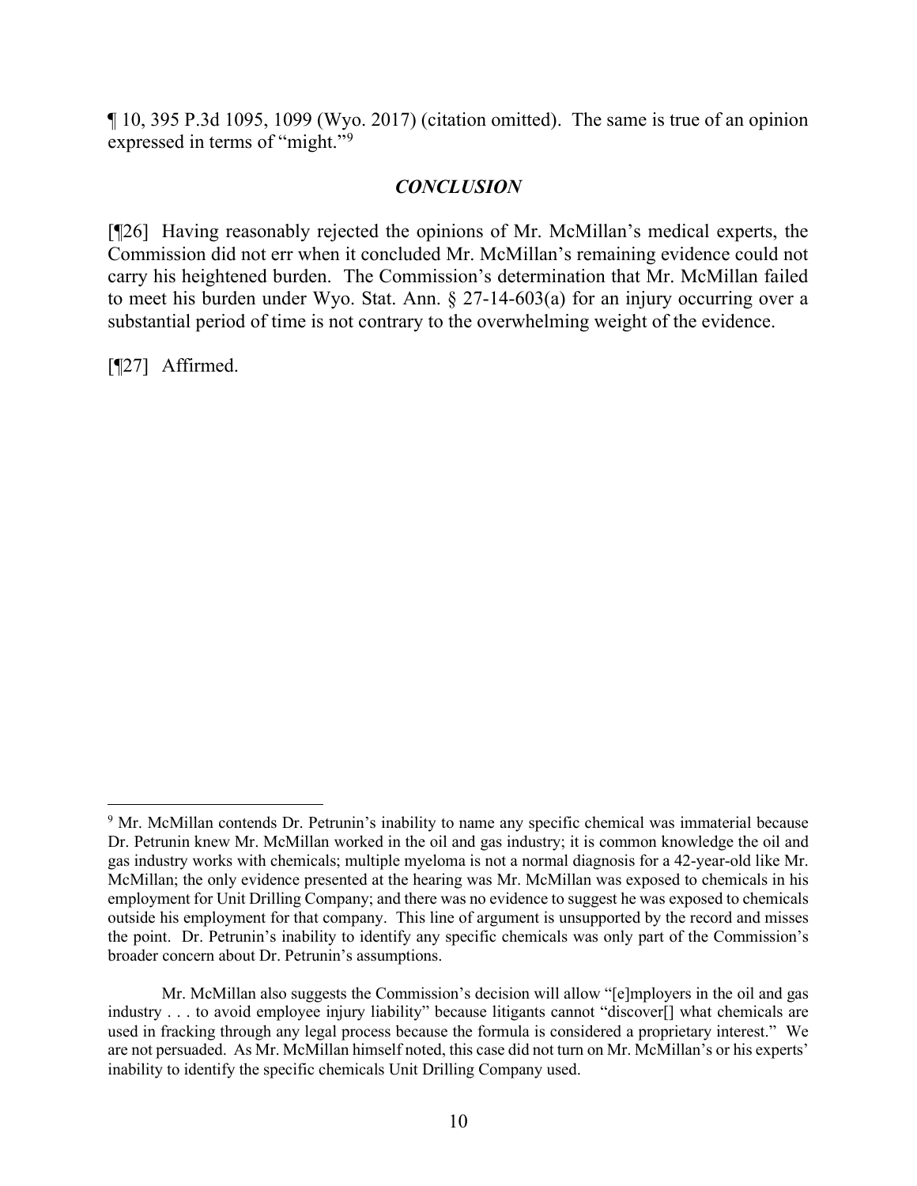¶ 10, 395 P.3d 1095, 1099 (Wyo. 2017) (citation omitted). The same is true of an opinion expressed in terms of "might."[9]

## *CONCLUSION*

[¶26] Having reasonably rejected the opinions of Mr. McMillan's medical experts, the Commission did not err when it concluded Mr. McMillan's remaining evidence could not carry his heightened burden. The Commission's determination that Mr. McMillan failed to meet his burden under Wyo. Stat. Ann. § 27-14-603(a) for an injury occurring over a substantial period of time is not contrary to the overwhelming weight of the evidence.

[¶27] Affirmed.

---

[9] Mr. McMillan contends Dr. Petrunin's inability to name any specific chemical was immaterial because Dr. Petrunin knew Mr. McMillan worked in the oil and gas industry; it is common knowledge the oil and gas industry works with chemicals; multiple myeloma is not a normal diagnosis for a 42-year-old like Mr. McMillan; the only evidence presented at the hearing was Mr. McMillan was exposed to chemicals in his employment for Unit Drilling Company; and there was no evidence to suggest he was exposed to chemicals outside his employment for that company. This line of argument is unsupported by the record and misses the point. Dr. Petrunin's inability to identify any specific chemicals was only part of the Commission's broader concern about Dr. Petrunin's assumptions.

Mr. McMillan also suggests the Commission's decision will allow "[e]mployers in the oil and gas industry . . . to avoid employee injury liability" because litigants cannot "discover[] what chemicals are used in fracking through any legal process because the formula is considered a proprietary interest." We are not persuaded. As Mr. McMillan himself noted, this case did not turn on Mr. McMillan's or his experts' inability to identify the specific chemicals Unit Drilling Company used.